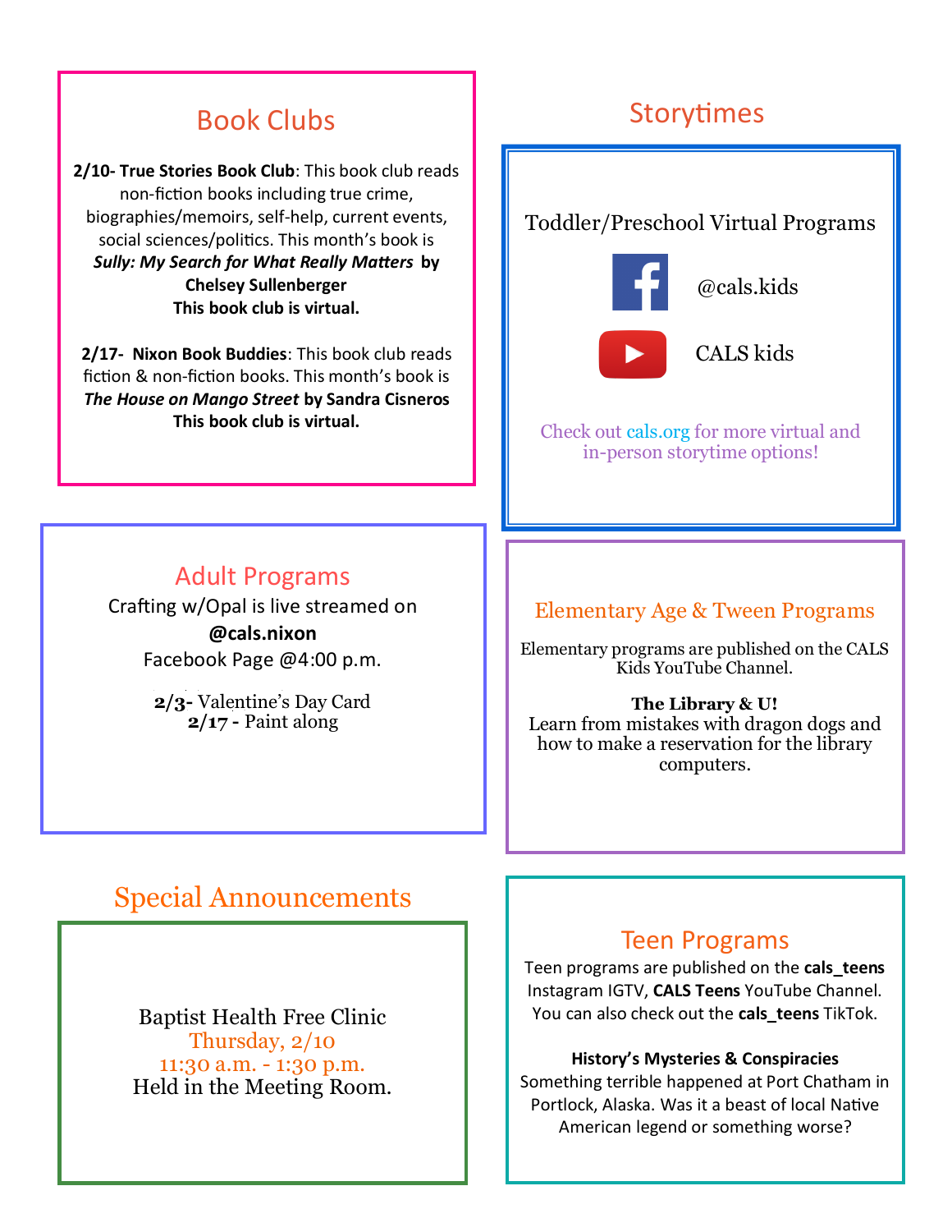## Book Clubs

**2/10- True Stories Book Club**: This book club reads non-fiction books including true crime, biographies/memoirs, self-help, current events, social sciences/politics. This month's book is ***Sully: My Search for What Really Matters*** **by Chelsey Sullenberger**
**This book club is virtual.**

**2/17- Nixon Book Buddies**: This book club reads fiction & non-fiction books. This month's book is ***The House on Mango Street*** **by Sandra Cisneros**
**This book club is virtual.**

## Storytimes

Toddler/Preschool Virtual Programs

@cals.kids

CALS kids

Check out cals.org for more virtual and in-person storytime options!

## Adult Programs

Crafting w/Opal is live streamed on **@cals.nixon** Facebook Page @4:00 p.m.

**2/3-** Valentine's Day Card
**2/17 -** Paint along

## Elementary Age & Tween Programs

Elementary programs are published on the CALS Kids YouTube Channel.

**The Library & U!**
Learn from mistakes with dragon dogs and how to make a reservation for the library computers.

## Special Announcements

Baptist Health Free Clinic
Thursday, 2/10
11:30 a.m. - 1:30 p.m.
Held in the Meeting Room.

## Teen Programs

Teen programs are published on the **cals_teens** Instagram IGTV, **CALS Teens** YouTube Channel. You can also check out the **cals_teens** TikTok.

**History's Mysteries & Conspiracies**
Something terrible happened at Port Chatham in Portlock, Alaska. Was it a beast of local Native American legend or something worse?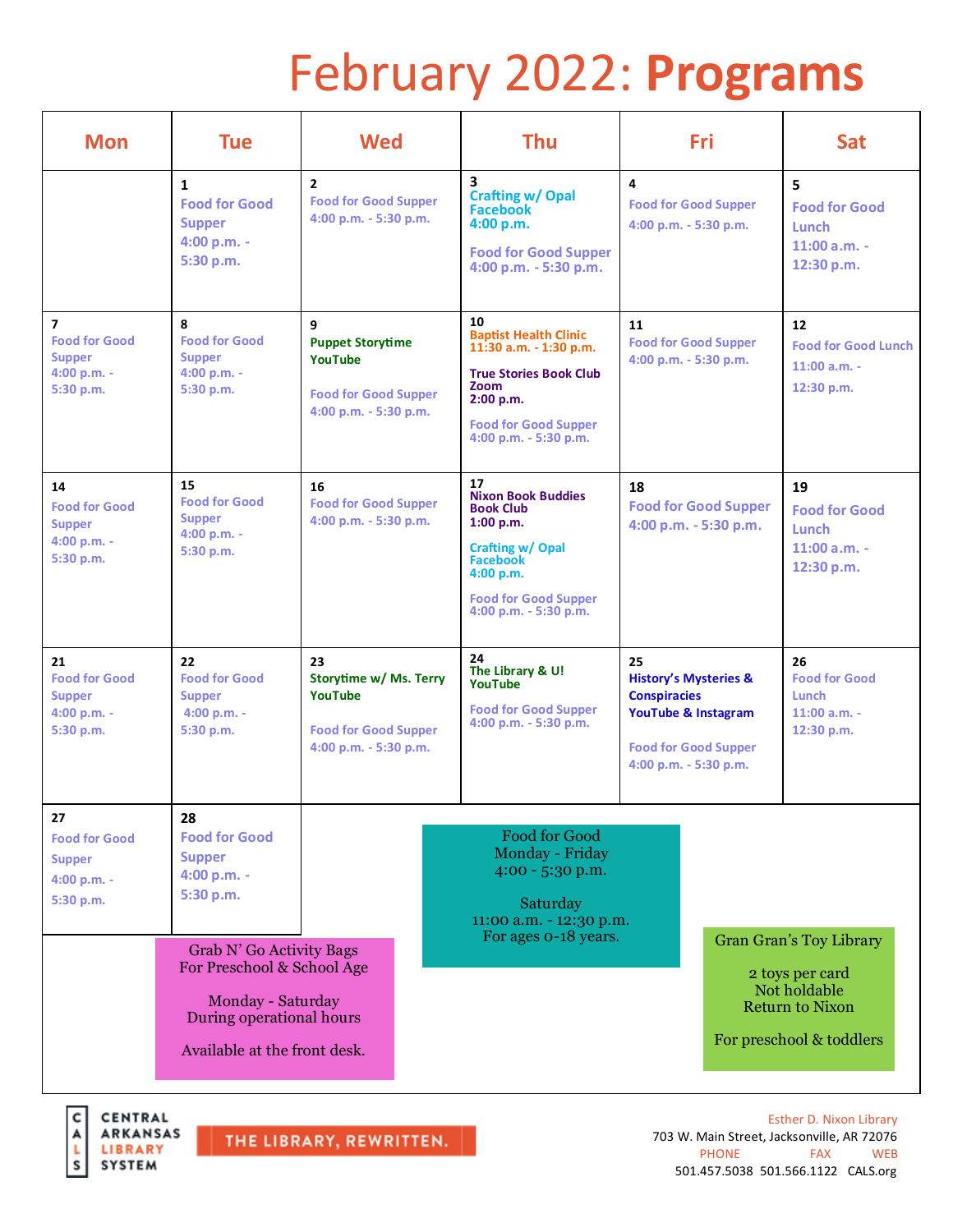# February 2022: **Programs**

| Mon | Tue | Wed | Thu | Fri | Sat |
|---|---|---|---|---|---|
| | **1** Food for Good Supper 4:00 p.m. - 5:30 p.m. | **2** Food for Good Supper 4:00 p.m. - 5:30 p.m. | **3** Crafting w/ Opal Facebook 4:00 p.m. <br> Food for Good Supper 4:00 p.m. - 5:30 p.m. | **4** Food for Good Supper 4:00 p.m. - 5:30 p.m. | **5** Food for Good Lunch 11:00 a.m. - 12:30 p.m. |
| **7** Food for Good Supper 4:00 p.m. - 5:30 p.m. | **8** Food for Good Supper 4:00 p.m. - 5:30 p.m. | **9** Puppet Storytime YouTube <br> Food for Good Supper 4:00 p.m. - 5:30 p.m. | **10** Baptist Health Clinic 11:30 a.m. - 1:30 p.m. <br> True Stories Book Club Zoom 2:00 p.m. <br> Food for Good Supper 4:00 p.m. - 5:30 p.m. | **11** Food for Good Supper 4:00 p.m. - 5:30 p.m. | **12** Food for Good Lunch 11:00 a.m. - 12:30 p.m. |
| **14** Food for Good Supper 4:00 p.m. - 5:30 p.m. | **15** Food for Good Supper 4:00 p.m. - 5:30 p.m. | **16** Food for Good Supper 4:00 p.m. - 5:30 p.m. | **17** Nixon Book Buddies Book Club 1:00 p.m. <br> Crafting w/ Opal Facebook 4:00 p.m. <br> Food for Good Supper 4:00 p.m. - 5:30 p.m. | **18** Food for Good Supper 4:00 p.m. - 5:30 p.m. | **19** Food for Good Lunch 11:00 a.m. - 12:30 p.m. |
| **21** Food for Good Supper 4:00 p.m. - 5:30 p.m. | **22** Food for Good Supper 4:00 p.m. - 5:30 p.m. | **23** Storytime w/ Ms. Terry YouTube <br> Food for Good Supper 4:00 p.m. - 5:30 p.m. | **24** The Library & U! YouTube <br> Food for Good Supper 4:00 p.m. - 5:30 p.m. | **25** History's Mysteries & Conspiracies YouTube & Instagram <br> Food for Good Supper 4:00 p.m. - 5:30 p.m. | **26** Food for Good Lunch 11:00 a.m. - 12:30 p.m. |
| **27** Food for Good Supper 4:00 p.m. - 5:30 p.m. | **28** Food for Good Supper 4:00 p.m. - 5:30 p.m. | | | | |

Food for Good
Monday - Friday
4:00 - 5:30 p.m.

Saturday
11:00 a.m. - 12:30 p.m.
For ages 0-18 years.

Grab N' Go Activity Bags
For Preschool & School Age

Monday - Saturday
During operational hours

Available at the front desk.

Gran Gran's Toy Library

2 toys per card
Not holdable
Return to Nixon

For preschool & toddlers

CENTRAL ARKANSAS LIBRARY SYSTEM

THE LIBRARY, REWRITTEN.

Esther D. Nixon Library
703 W. Main Street, Jacksonville, AR 72076
PHONE 501.457.5038 FAX 501.566.1122 WEB CALS.org